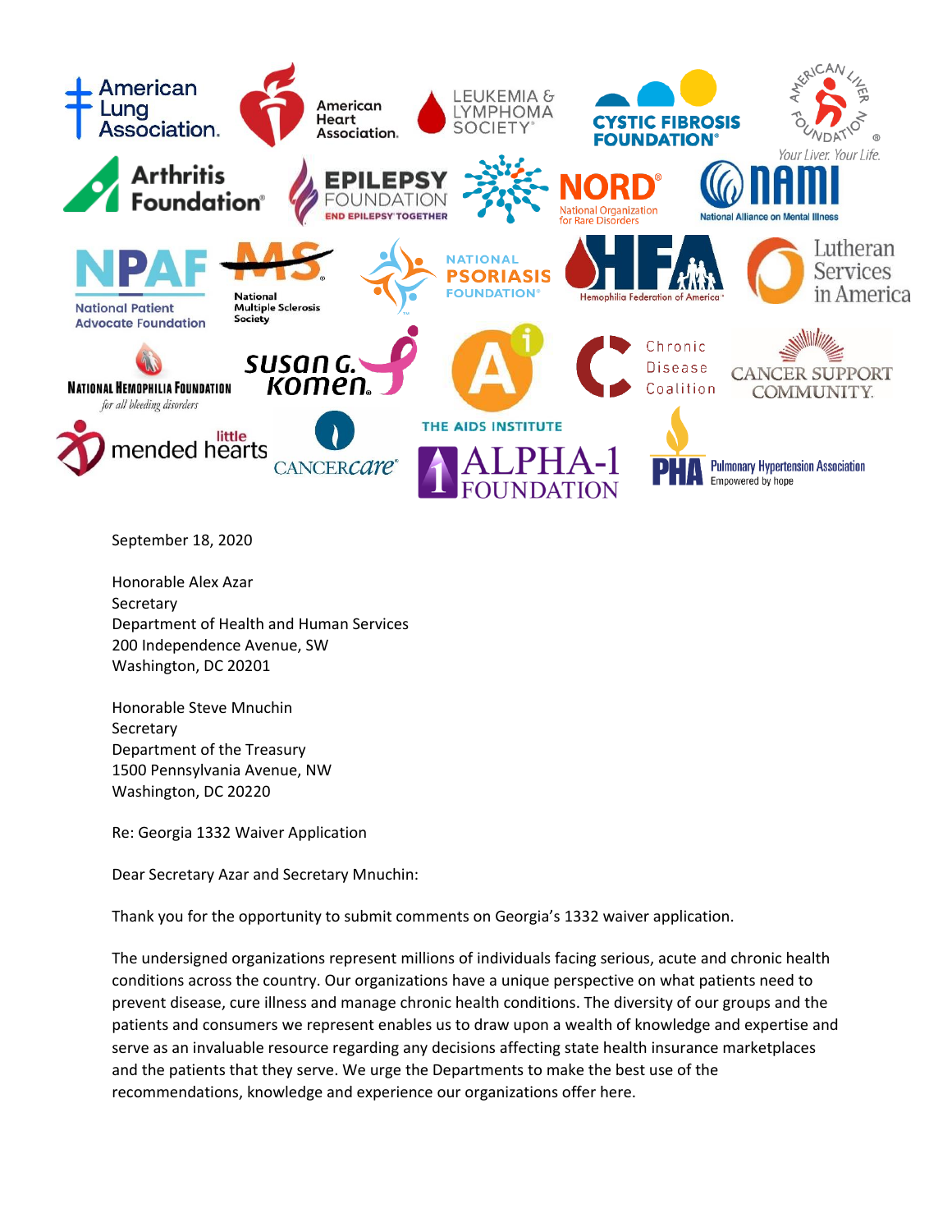American Lung Association · American Heart Association · Leukemia & Lymphoma Society · Cystic Fibrosis Foundation · American Liver Foundation (Your Liver. Your Life.) · Arthritis Foundation · Epilepsy Foundation (End Epilepsy Together) · NORD National Organization for Rare Disorders · NAMI National Alliance on Mental Illness · NPAF National Patient Advocate Foundation · MS National Multiple Sclerosis Society · National Psoriasis Foundation · HFA Hemophilia Federation of America · Lutheran Services in America · National Hemophilia Foundation (for all bleeding disorders) · Susan G. Komen · The AIDS Institute · Chronic Disease Coalition · Cancer Support Community · little mended hearts · CancerCare · Alpha-1 Foundation · PHA Pulmonary Hypertension Association (Empowered by hope)

September 18, 2020

Honorable Alex Azar
Secretary
Department of Health and Human Services
200 Independence Avenue, SW
Washington, DC 20201

Honorable Steve Mnuchin
Secretary
Department of the Treasury
1500 Pennsylvania Avenue, NW
Washington, DC 20220

Re: Georgia 1332 Waiver Application

Dear Secretary Azar and Secretary Mnuchin:

Thank you for the opportunity to submit comments on Georgia's 1332 waiver application.

The undersigned organizations represent millions of individuals facing serious, acute and chronic health conditions across the country. Our organizations have a unique perspective on what patients need to prevent disease, cure illness and manage chronic health conditions. The diversity of our groups and the patients and consumers we represent enables us to draw upon a wealth of knowledge and expertise and serve as an invaluable resource regarding any decisions affecting state health insurance marketplaces and the patients that they serve. We urge the Departments to make the best use of the recommendations, knowledge and experience our organizations offer here.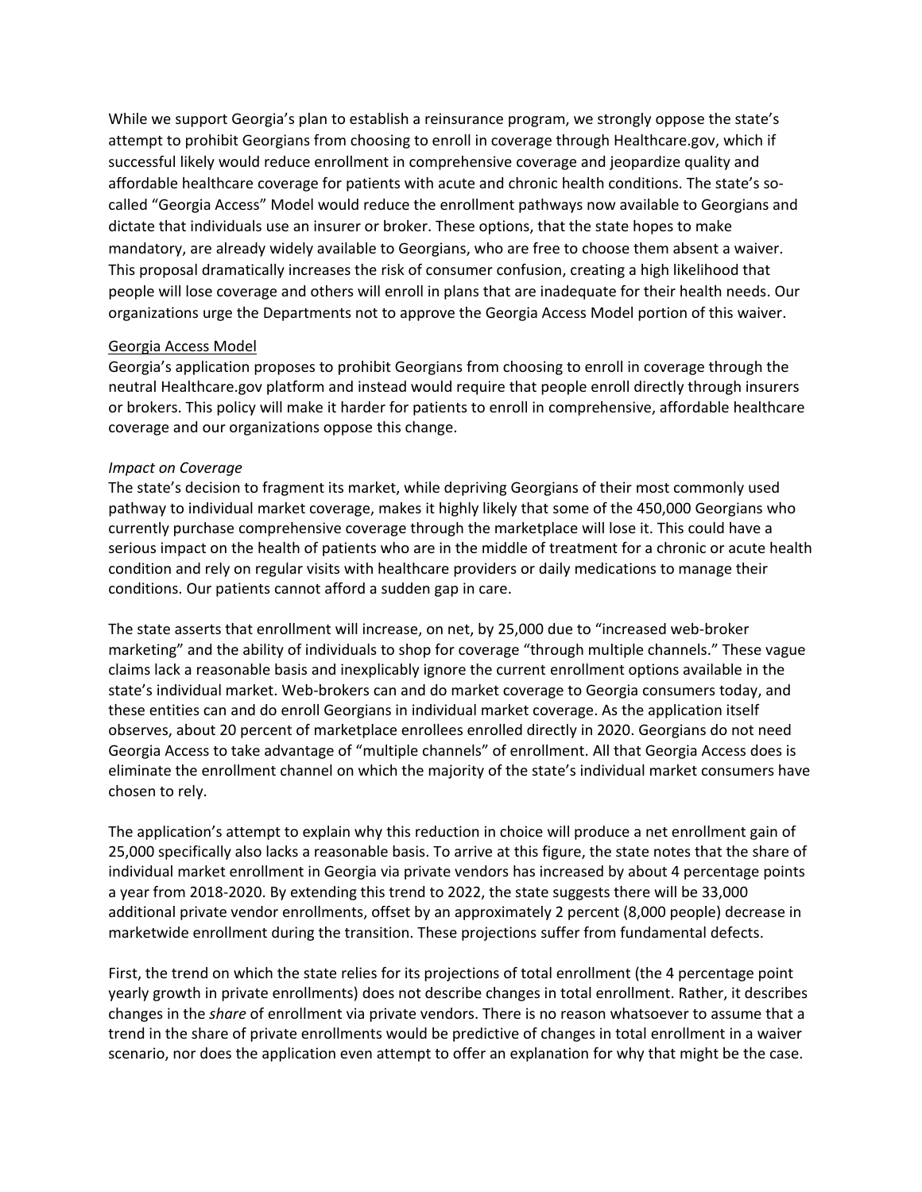While we support Georgia's plan to establish a reinsurance program, we strongly oppose the state's attempt to prohibit Georgians from choosing to enroll in coverage through Healthcare.gov, which if successful likely would reduce enrollment in comprehensive coverage and jeopardize quality and affordable healthcare coverage for patients with acute and chronic health conditions. The state's so-called "Georgia Access" Model would reduce the enrollment pathways now available to Georgians and dictate that individuals use an insurer or broker. These options, that the state hopes to make mandatory, are already widely available to Georgians, who are free to choose them absent a waiver. This proposal dramatically increases the risk of consumer confusion, creating a high likelihood that people will lose coverage and others will enroll in plans that are inadequate for their health needs. Our organizations urge the Departments not to approve the Georgia Access Model portion of this waiver.

## Georgia Access Model

Georgia's application proposes to prohibit Georgians from choosing to enroll in coverage through the neutral Healthcare.gov platform and instead would require that people enroll directly through insurers or brokers. This policy will make it harder for patients to enroll in comprehensive, affordable healthcare coverage and our organizations oppose this change.

### *Impact on Coverage*

The state's decision to fragment its market, while depriving Georgians of their most commonly used pathway to individual market coverage, makes it highly likely that some of the 450,000 Georgians who currently purchase comprehensive coverage through the marketplace will lose it. This could have a serious impact on the health of patients who are in the middle of treatment for a chronic or acute health condition and rely on regular visits with healthcare providers or daily medications to manage their conditions. Our patients cannot afford a sudden gap in care.

The state asserts that enrollment will increase, on net, by 25,000 due to "increased web-broker marketing" and the ability of individuals to shop for coverage "through multiple channels." These vague claims lack a reasonable basis and inexplicably ignore the current enrollment options available in the state's individual market. Web-brokers can and do market coverage to Georgia consumers today, and these entities can and do enroll Georgians in individual market coverage. As the application itself observes, about 20 percent of marketplace enrollees enrolled directly in 2020. Georgians do not need Georgia Access to take advantage of "multiple channels" of enrollment. All that Georgia Access does is eliminate the enrollment channel on which the majority of the state's individual market consumers have chosen to rely.

The application's attempt to explain why this reduction in choice will produce a net enrollment gain of 25,000 specifically also lacks a reasonable basis. To arrive at this figure, the state notes that the share of individual market enrollment in Georgia via private vendors has increased by about 4 percentage points a year from 2018-2020. By extending this trend to 2022, the state suggests there will be 33,000 additional private vendor enrollments, offset by an approximately 2 percent (8,000 people) decrease in marketwide enrollment during the transition. These projections suffer from fundamental defects.

First, the trend on which the state relies for its projections of total enrollment (the 4 percentage point yearly growth in private enrollments) does not describe changes in total enrollment. Rather, it describes changes in the *share* of enrollment via private vendors. There is no reason whatsoever to assume that a trend in the share of private enrollments would be predictive of changes in total enrollment in a waiver scenario, nor does the application even attempt to offer an explanation for why that might be the case.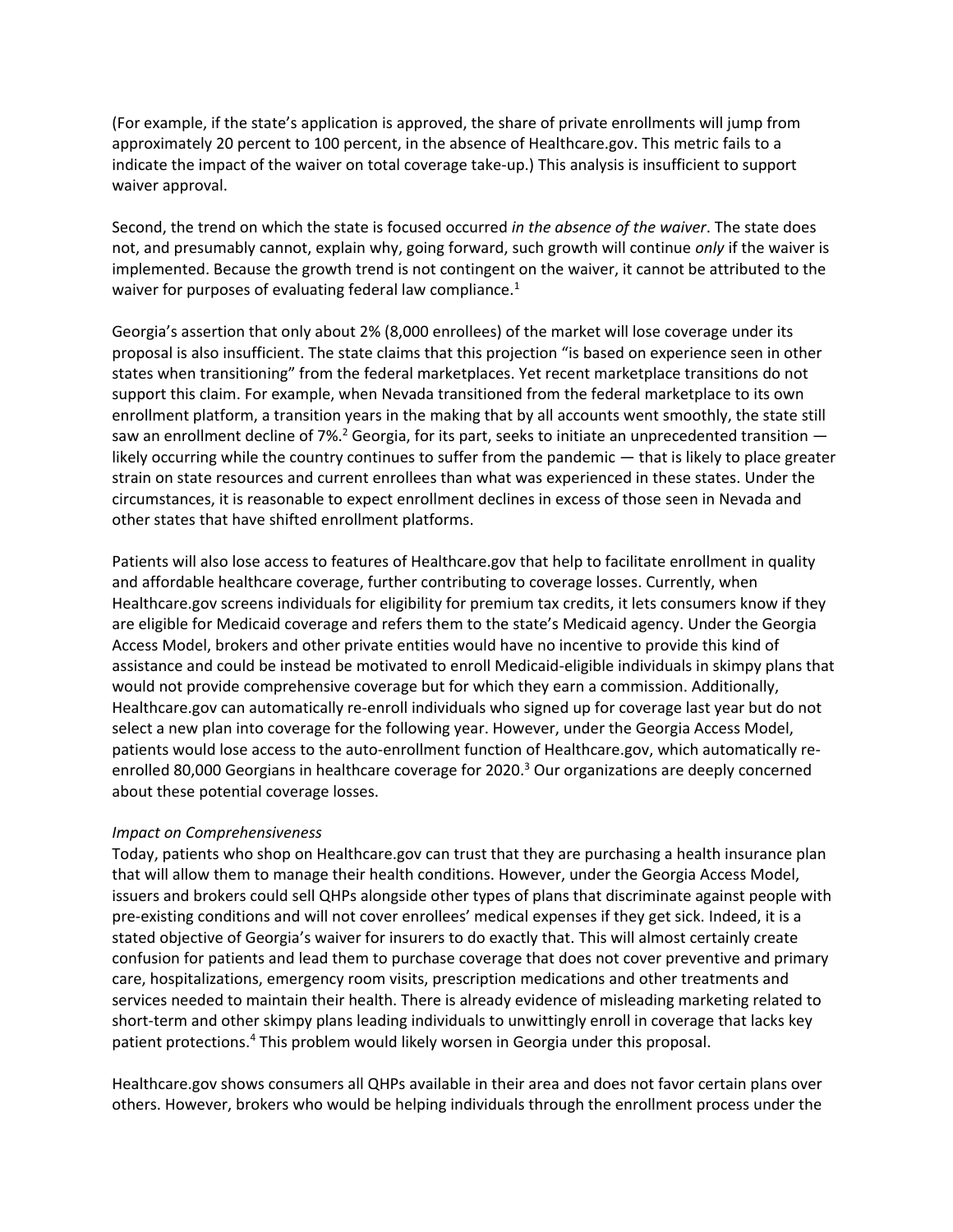(For example, if the state's application is approved, the share of private enrollments will jump from approximately 20 percent to 100 percent, in the absence of Healthcare.gov. This metric fails to a indicate the impact of the waiver on total coverage take-up.) This analysis is insufficient to support waiver approval.

Second, the trend on which the state is focused occurred *in the absence of the waiver*. The state does not, and presumably cannot, explain why, going forward, such growth will continue *only* if the waiver is implemented. Because the growth trend is not contingent on the waiver, it cannot be attributed to the waiver for purposes of evaluating federal law compliance.[1]

Georgia's assertion that only about 2% (8,000 enrollees) of the market will lose coverage under its proposal is also insufficient. The state claims that this projection "is based on experience seen in other states when transitioning" from the federal marketplaces. Yet recent marketplace transitions do not support this claim. For example, when Nevada transitioned from the federal marketplace to its own enrollment platform, a transition years in the making that by all accounts went smoothly, the state still saw an enrollment decline of 7%.[2] Georgia, for its part, seeks to initiate an unprecedented transition — likely occurring while the country continues to suffer from the pandemic — that is likely to place greater strain on state resources and current enrollees than what was experienced in these states. Under the circumstances, it is reasonable to expect enrollment declines in excess of those seen in Nevada and other states that have shifted enrollment platforms.

Patients will also lose access to features of Healthcare.gov that help to facilitate enrollment in quality and affordable healthcare coverage, further contributing to coverage losses. Currently, when Healthcare.gov screens individuals for eligibility for premium tax credits, it lets consumers know if they are eligible for Medicaid coverage and refers them to the state's Medicaid agency. Under the Georgia Access Model, brokers and other private entities would have no incentive to provide this kind of assistance and could be instead be motivated to enroll Medicaid-eligible individuals in skimpy plans that would not provide comprehensive coverage but for which they earn a commission. Additionally, Healthcare.gov can automatically re-enroll individuals who signed up for coverage last year but do not select a new plan into coverage for the following year. However, under the Georgia Access Model, patients would lose access to the auto-enrollment function of Healthcare.gov, which automatically re-enrolled 80,000 Georgians in healthcare coverage for 2020.[3] Our organizations are deeply concerned about these potential coverage losses.

*Impact on Comprehensiveness*

Today, patients who shop on Healthcare.gov can trust that they are purchasing a health insurance plan that will allow them to manage their health conditions. However, under the Georgia Access Model, issuers and brokers could sell QHPs alongside other types of plans that discriminate against people with pre-existing conditions and will not cover enrollees' medical expenses if they get sick. Indeed, it is a stated objective of Georgia's waiver for insurers to do exactly that. This will almost certainly create confusion for patients and lead them to purchase coverage that does not cover preventive and primary care, hospitalizations, emergency room visits, prescription medications and other treatments and services needed to maintain their health. There is already evidence of misleading marketing related to short-term and other skimpy plans leading individuals to unwittingly enroll in coverage that lacks key patient protections.[4] This problem would likely worsen in Georgia under this proposal.

Healthcare.gov shows consumers all QHPs available in their area and does not favor certain plans over others. However, brokers who would be helping individuals through the enrollment process under the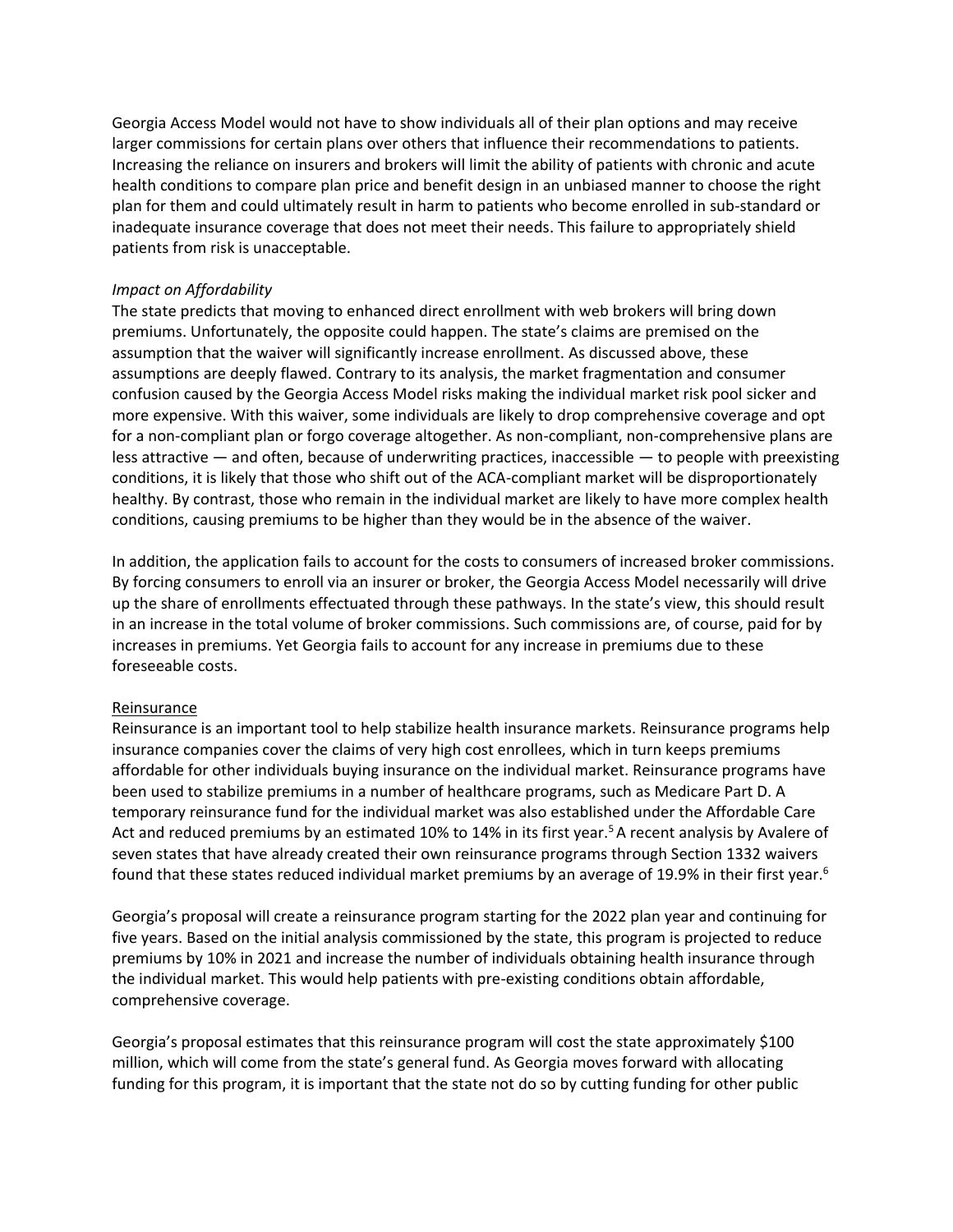Georgia Access Model would not have to show individuals all of their plan options and may receive larger commissions for certain plans over others that influence their recommendations to patients. Increasing the reliance on insurers and brokers will limit the ability of patients with chronic and acute health conditions to compare plan price and benefit design in an unbiased manner to choose the right plan for them and could ultimately result in harm to patients who become enrolled in sub-standard or inadequate insurance coverage that does not meet their needs. This failure to appropriately shield patients from risk is unacceptable.

*Impact on Affordability*

The state predicts that moving to enhanced direct enrollment with web brokers will bring down premiums. Unfortunately, the opposite could happen. The state's claims are premised on the assumption that the waiver will significantly increase enrollment. As discussed above, these assumptions are deeply flawed. Contrary to its analysis, the market fragmentation and consumer confusion caused by the Georgia Access Model risks making the individual market risk pool sicker and more expensive. With this waiver, some individuals are likely to drop comprehensive coverage and opt for a non-compliant plan or forgo coverage altogether. As non-compliant, non-comprehensive plans are less attractive — and often, because of underwriting practices, inaccessible — to people with preexisting conditions, it is likely that those who shift out of the ACA-compliant market will be disproportionately healthy. By contrast, those who remain in the individual market are likely to have more complex health conditions, causing premiums to be higher than they would be in the absence of the waiver.

In addition, the application fails to account for the costs to consumers of increased broker commissions. By forcing consumers to enroll via an insurer or broker, the Georgia Access Model necessarily will drive up the share of enrollments effectuated through these pathways. In the state's view, this should result in an increase in the total volume of broker commissions. Such commissions are, of course, paid for by increases in premiums. Yet Georgia fails to account for any increase in premiums due to these foreseeable costs.

<u>Reinsurance</u>

Reinsurance is an important tool to help stabilize health insurance markets. Reinsurance programs help insurance companies cover the claims of very high cost enrollees, which in turn keeps premiums affordable for other individuals buying insurance on the individual market. Reinsurance programs have been used to stabilize premiums in a number of healthcare programs, such as Medicare Part D. A temporary reinsurance fund for the individual market was also established under the Affordable Care Act and reduced premiums by an estimated 10% to 14% in its first year.[5] A recent analysis by Avalere of seven states that have already created their own reinsurance programs through Section 1332 waivers found that these states reduced individual market premiums by an average of 19.9% in their first year.[6]

Georgia's proposal will create a reinsurance program starting for the 2022 plan year and continuing for five years. Based on the initial analysis commissioned by the state, this program is projected to reduce premiums by 10% in 2021 and increase the number of individuals obtaining health insurance through the individual market. This would help patients with pre-existing conditions obtain affordable, comprehensive coverage.

Georgia's proposal estimates that this reinsurance program will cost the state approximately $100 million, which will come from the state's general fund. As Georgia moves forward with allocating funding for this program, it is important that the state not do so by cutting funding for other public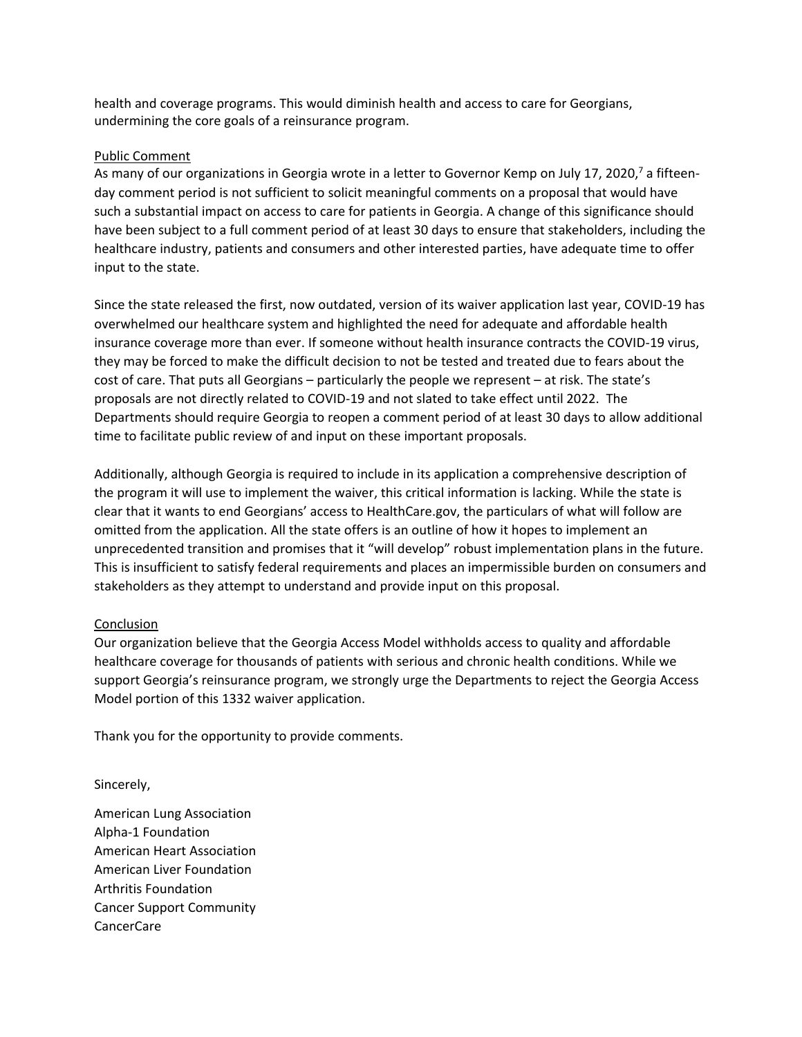health and coverage programs. This would diminish health and access to care for Georgians, undermining the core goals of a reinsurance program.

Public Comment

As many of our organizations in Georgia wrote in a letter to Governor Kemp on July 17, 2020,[7] a fifteen-day comment period is not sufficient to solicit meaningful comments on a proposal that would have such a substantial impact on access to care for patients in Georgia. A change of this significance should have been subject to a full comment period of at least 30 days to ensure that stakeholders, including the healthcare industry, patients and consumers and other interested parties, have adequate time to offer input to the state.

Since the state released the first, now outdated, version of its waiver application last year, COVID-19 has overwhelmed our healthcare system and highlighted the need for adequate and affordable health insurance coverage more than ever. If someone without health insurance contracts the COVID-19 virus, they may be forced to make the difficult decision to not be tested and treated due to fears about the cost of care. That puts all Georgians – particularly the people we represent – at risk. The state's proposals are not directly related to COVID-19 and not slated to take effect until 2022. The Departments should require Georgia to reopen a comment period of at least 30 days to allow additional time to facilitate public review of and input on these important proposals.

Additionally, although Georgia is required to include in its application a comprehensive description of the program it will use to implement the waiver, this critical information is lacking. While the state is clear that it wants to end Georgians' access to HealthCare.gov, the particulars of what will follow are omitted from the application. All the state offers is an outline of how it hopes to implement an unprecedented transition and promises that it "will develop" robust implementation plans in the future. This is insufficient to satisfy federal requirements and places an impermissible burden on consumers and stakeholders as they attempt to understand and provide input on this proposal.

Conclusion

Our organization believe that the Georgia Access Model withholds access to quality and affordable healthcare coverage for thousands of patients with serious and chronic health conditions. While we support Georgia's reinsurance program, we strongly urge the Departments to reject the Georgia Access Model portion of this 1332 waiver application.

Thank you for the opportunity to provide comments.

Sincerely,

American Lung Association
Alpha-1 Foundation
American Heart Association
American Liver Foundation
Arthritis Foundation
Cancer Support Community
CancerCare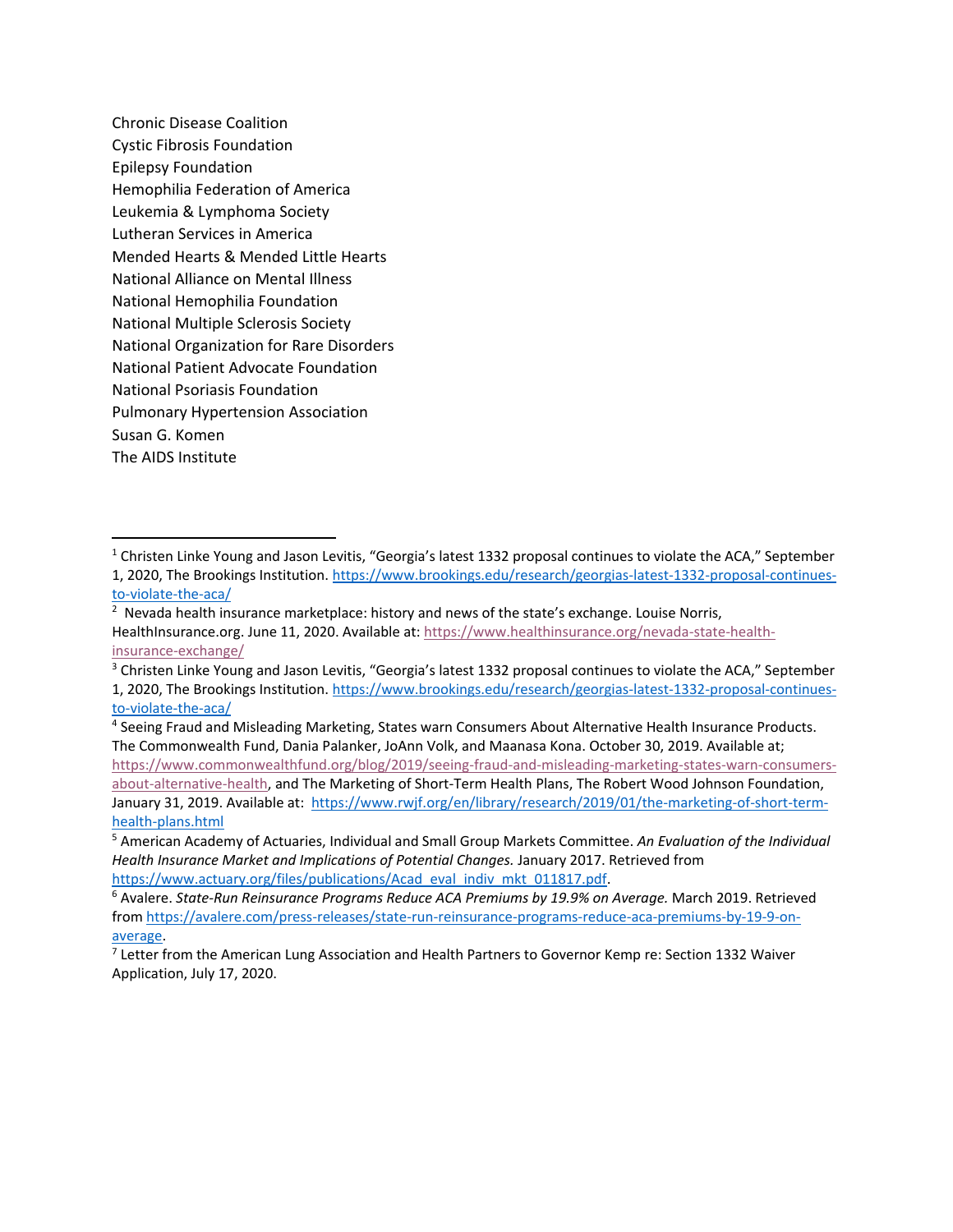Chronic Disease Coalition
Cystic Fibrosis Foundation
Epilepsy Foundation
Hemophilia Federation of America
Leukemia & Lymphoma Society
Lutheran Services in America
Mended Hearts & Mended Little Hearts
National Alliance on Mental Illness
National Hemophilia Foundation
National Multiple Sclerosis Society
National Organization for Rare Disorders
National Patient Advocate Foundation
National Psoriasis Foundation
Pulmonary Hypertension Association
Susan G. Komen
The AIDS Institute

---

[1] Christen Linke Young and Jason Levitis, "Georgia's latest 1332 proposal continues to violate the ACA," September 1, 2020, The Brookings Institution. https://www.brookings.edu/research/georgias-latest-1332-proposal-continues-to-violate-the-aca/

[2] Nevada health insurance marketplace: history and news of the state's exchange. Louise Norris, HealthInsurance.org. June 11, 2020. Available at: https://www.healthinsurance.org/nevada-state-health-insurance-exchange/

[3] Christen Linke Young and Jason Levitis, "Georgia's latest 1332 proposal continues to violate the ACA," September 1, 2020, The Brookings Institution. https://www.brookings.edu/research/georgias-latest-1332-proposal-continues-to-violate-the-aca/

[4] Seeing Fraud and Misleading Marketing, States warn Consumers About Alternative Health Insurance Products. The Commonwealth Fund, Dania Palanker, JoAnn Volk, and Maanasa Kona. October 30, 2019. Available at; https://www.commonwealthfund.org/blog/2019/seeing-fraud-and-misleading-marketing-states-warn-consumers-about-alternative-health, and The Marketing of Short-Term Health Plans, The Robert Wood Johnson Foundation, January 31, 2019. Available at: https://www.rwjf.org/en/library/research/2019/01/the-marketing-of-short-term-health-plans.html

[5] American Academy of Actuaries, Individual and Small Group Markets Committee. *An Evaluation of the Individual Health Insurance Market and Implications of Potential Changes.* January 2017. Retrieved from https://www.actuary.org/files/publications/Acad_eval_indiv_mkt_011817.pdf.

[6] Avalere. *State-Run Reinsurance Programs Reduce ACA Premiums by 19.9% on Average.* March 2019. Retrieved from https://avalere.com/press-releases/state-run-reinsurance-programs-reduce-aca-premiums-by-19-9-on-average.

[7] Letter from the American Lung Association and Health Partners to Governor Kemp re: Section 1332 Waiver Application, July 17, 2020.